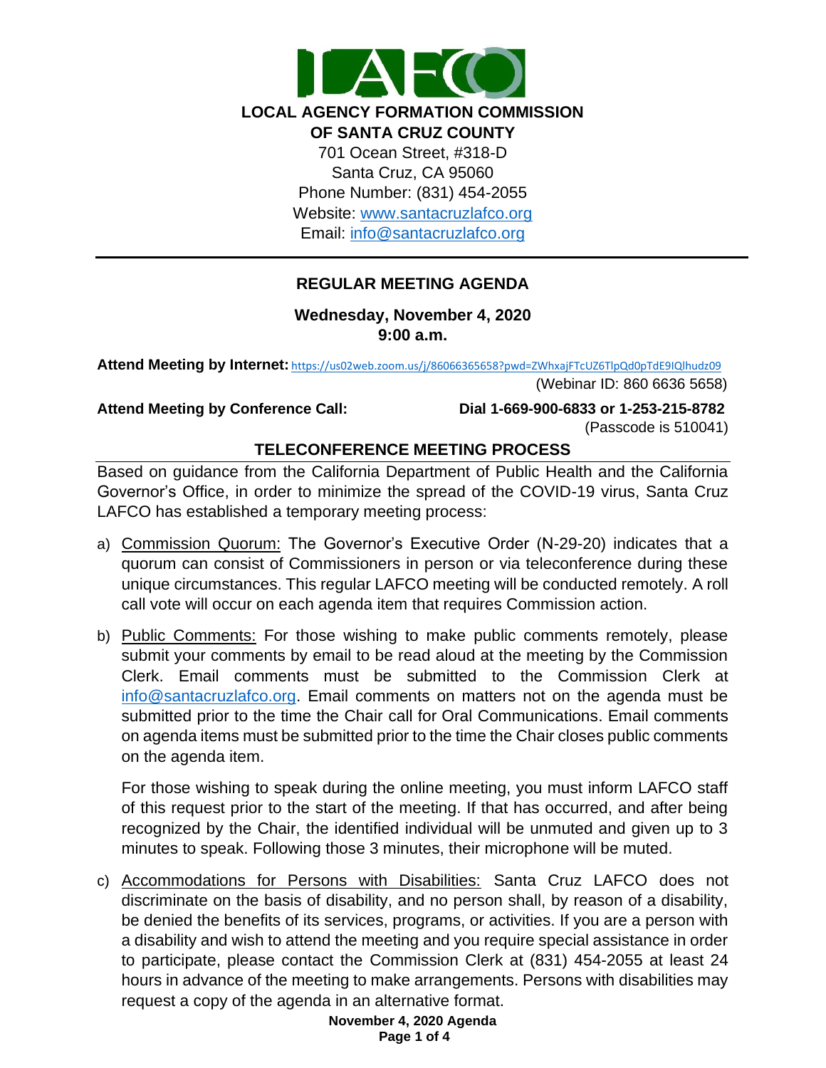**LOCAL AGENCY FORMATION COMMISSION**
**OF SANTA CRUZ COUNTY**

701 Ocean Street, #318-D
Santa Cruz, CA 95060
Phone Number: (831) 454-2055
Website: [www.santacruzlafco.org](http://www.santacruzlafco.org)
Email: [info@santacruzlafco.org](mailto:info@santacruzlafco.org)

---

## REGULAR MEETING AGENDA

**Wednesday, November 4, 2020**
**9:00 a.m.**

**Attend Meeting by Internet:** https://us02web.zoom.us/j/86066365658?pwd=ZWhxajFTcUZ6TlpQd0pTdE9IQlhudz09
(Webinar ID: 860 6636 5658)

**Attend Meeting by Conference Call:** **Dial 1-669-900-6833 or 1-253-215-8782**
(Passcode is 510041)

### TELECONFERENCE MEETING PROCESS

Based on guidance from the California Department of Public Health and the California Governor's Office, in order to minimize the spread of the COVID-19 virus, Santa Cruz LAFCO has established a temporary meeting process:

a) Commission Quorum: The Governor's Executive Order (N-29-20) indicates that a quorum can consist of Commissioners in person or via teleconference during these unique circumstances. This regular LAFCO meeting will be conducted remotely. A roll call vote will occur on each agenda item that requires Commission action.

b) Public Comments: For those wishing to make public comments remotely, please submit your comments by email to be read aloud at the meeting by the Commission Clerk. Email comments must be submitted to the Commission Clerk at [info@santacruzlafco.org](mailto:info@santacruzlafco.org). Email comments on matters not on the agenda must be submitted prior to the time the Chair call for Oral Communications. Email comments on agenda items must be submitted prior to the time the Chair closes public comments on the agenda item.

   For those wishing to speak during the online meeting, you must inform LAFCO staff of this request prior to the start of the meeting. If that has occurred, and after being recognized by the Chair, the identified individual will be unmuted and given up to 3 minutes to speak. Following those 3 minutes, their microphone will be muted.

c) Accommodations for Persons with Disabilities: Santa Cruz LAFCO does not discriminate on the basis of disability, and no person shall, by reason of a disability, be denied the benefits of its services, programs, or activities. If you are a person with a disability and wish to attend the meeting and you require special assistance in order to participate, please contact the Commission Clerk at (831) 454-2055 at least 24 hours in advance of the meeting to make arrangements. Persons with disabilities may request a copy of the agenda in an alternative format.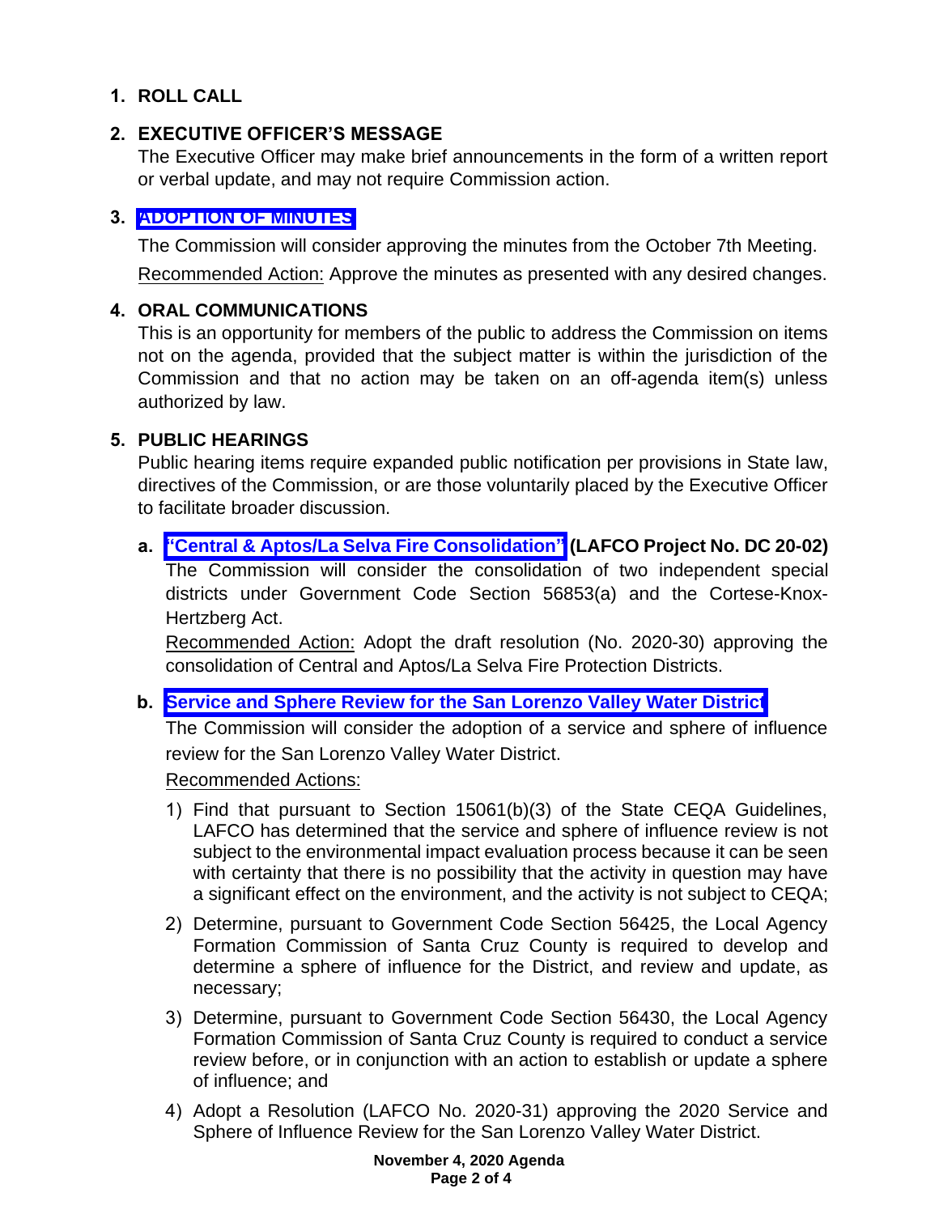## 1. ROLL CALL

## 2. EXECUTIVE OFFICER'S MESSAGE

The Executive Officer may make brief announcements in the form of a written report or verbal update, and may not require Commission action.

## 3. ADOPTION OF MINUTES

The Commission will consider approving the minutes from the October 7th Meeting.

Recommended Action: Approve the minutes as presented with any desired changes.

## 4. ORAL COMMUNICATIONS

This is an opportunity for members of the public to address the Commission on items not on the agenda, provided that the subject matter is within the jurisdiction of the Commission and that no action may be taken on an off-agenda item(s) unless authorized by law.

## 5. PUBLIC HEARINGS

Public hearing items require expanded public notification per provisions in State law, directives of the Commission, or are those voluntarily placed by the Executive Officer to facilitate broader discussion.

**a. "Central & Aptos/La Selva Fire Consolidation" (LAFCO Project No. DC 20-02)**

The Commission will consider the consolidation of two independent special districts under Government Code Section 56853(a) and the Cortese-Knox-Hertzberg Act.

Recommended Action: Adopt the draft resolution (No. 2020-30) approving the consolidation of Central and Aptos/La Selva Fire Protection Districts.

**b. Service and Sphere Review for the San Lorenzo Valley Water District**

The Commission will consider the adoption of a service and sphere of influence review for the San Lorenzo Valley Water District.

Recommended Actions:

1) Find that pursuant to Section 15061(b)(3) of the State CEQA Guidelines, LAFCO has determined that the service and sphere of influence review is not subject to the environmental impact evaluation process because it can be seen with certainty that there is no possibility that the activity in question may have a significant effect on the environment, and the activity is not subject to CEQA;
2) Determine, pursuant to Government Code Section 56425, the Local Agency Formation Commission of Santa Cruz County is required to develop and determine a sphere of influence for the District, and review and update, as necessary;
3) Determine, pursuant to Government Code Section 56430, the Local Agency Formation Commission of Santa Cruz County is required to conduct a service review before, or in conjunction with an action to establish or update a sphere of influence; and
4) Adopt a Resolution (LAFCO No. 2020-31) approving the 2020 Service and Sphere of Influence Review for the San Lorenzo Valley Water District.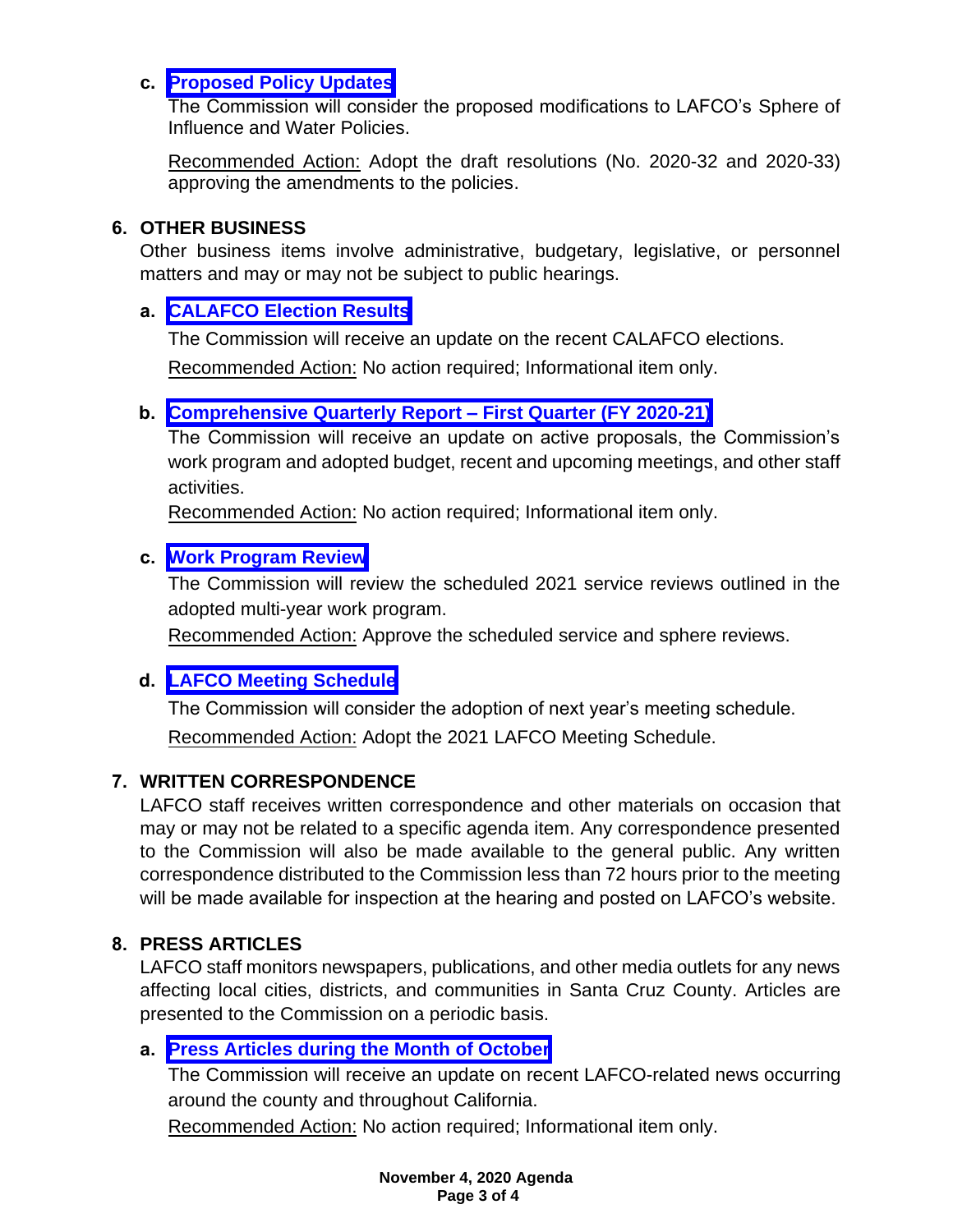**c. Proposed Policy Updates**

The Commission will consider the proposed modifications to LAFCO's Sphere of Influence and Water Policies.

Recommended Action: Adopt the draft resolutions (No. 2020-32 and 2020-33) approving the amendments to the policies.

## 6. OTHER BUSINESS

Other business items involve administrative, budgetary, legislative, or personnel matters and may or may not be subject to public hearings.

**a. CALAFCO Election Results**

The Commission will receive an update on the recent CALAFCO elections.

Recommended Action: No action required; Informational item only.

**b. Comprehensive Quarterly Report – First Quarter (FY 2020-21)**

The Commission will receive an update on active proposals, the Commission's work program and adopted budget, recent and upcoming meetings, and other staff activities.

Recommended Action: No action required; Informational item only.

**c. Work Program Review**

The Commission will review the scheduled 2021 service reviews outlined in the adopted multi-year work program.

Recommended Action: Approve the scheduled service and sphere reviews.

**d. LAFCO Meeting Schedule**

The Commission will consider the adoption of next year's meeting schedule.

Recommended Action: Adopt the 2021 LAFCO Meeting Schedule.

## 7. WRITTEN CORRESPONDENCE

LAFCO staff receives written correspondence and other materials on occasion that may or may not be related to a specific agenda item. Any correspondence presented to the Commission will also be made available to the general public. Any written correspondence distributed to the Commission less than 72 hours prior to the meeting will be made available for inspection at the hearing and posted on LAFCO's website.

## 8. PRESS ARTICLES

LAFCO staff monitors newspapers, publications, and other media outlets for any news affecting local cities, districts, and communities in Santa Cruz County. Articles are presented to the Commission on a periodic basis.

**a. Press Articles during the Month of October**

The Commission will receive an update on recent LAFCO-related news occurring around the county and throughout California.

Recommended Action: No action required; Informational item only.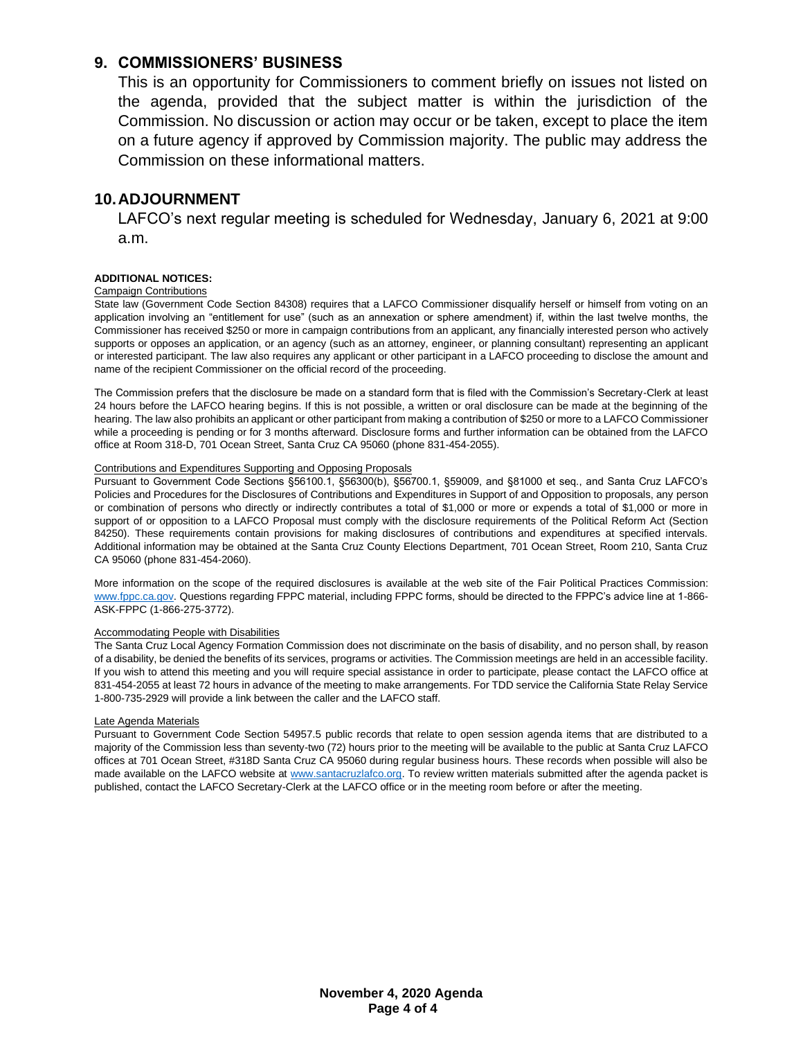## 9. COMMISSIONERS' BUSINESS

This is an opportunity for Commissioners to comment briefly on issues not listed on the agenda, provided that the subject matter is within the jurisdiction of the Commission. No discussion or action may occur or be taken, except to place the item on a future agency if approved by Commission majority. The public may address the Commission on these informational matters.

## 10. ADJOURNMENT

LAFCO's next regular meeting is scheduled for Wednesday, January 6, 2021 at 9:00 a.m.

**ADDITIONAL NOTICES:**

Campaign Contributions

State law (Government Code Section 84308) requires that a LAFCO Commissioner disqualify herself or himself from voting on an application involving an "entitlement for use" (such as an annexation or sphere amendment) if, within the last twelve months, the Commissioner has received $250 or more in campaign contributions from an applicant, any financially interested person who actively supports or opposes an application, or an agency (such as an attorney, engineer, or planning consultant) representing an applicant or interested participant. The law also requires any applicant or other participant in a LAFCO proceeding to disclose the amount and name of the recipient Commissioner on the official record of the proceeding.

The Commission prefers that the disclosure be made on a standard form that is filed with the Commission's Secretary-Clerk at least 24 hours before the LAFCO hearing begins. If this is not possible, a written or oral disclosure can be made at the beginning of the hearing. The law also prohibits an applicant or other participant from making a contribution of $250 or more to a LAFCO Commissioner while a proceeding is pending or for 3 months afterward. Disclosure forms and further information can be obtained from the LAFCO office at Room 318-D, 701 Ocean Street, Santa Cruz CA 95060 (phone 831-454-2055).

Contributions and Expenditures Supporting and Opposing Proposals

Pursuant to Government Code Sections §56100.1, §56300(b), §56700.1, §59009, and §81000 et seq., and Santa Cruz LAFCO's Policies and Procedures for the Disclosures of Contributions and Expenditures in Support of and Opposition to proposals, any person or combination of persons who directly or indirectly contributes a total of $1,000 or more or expends a total of $1,000 or more in support of or opposition to a LAFCO Proposal must comply with the disclosure requirements of the Political Reform Act (Section 84250). These requirements contain provisions for making disclosures of contributions and expenditures at specified intervals. Additional information may be obtained at the Santa Cruz County Elections Department, 701 Ocean Street, Room 210, Santa Cruz CA 95060 (phone 831-454-2060).

More information on the scope of the required disclosures is available at the web site of the Fair Political Practices Commission: www.fppc.ca.gov. Questions regarding FPPC material, including FPPC forms, should be directed to the FPPC's advice line at 1-866-ASK-FPPC (1-866-275-3772).

Accommodating People with Disabilities

The Santa Cruz Local Agency Formation Commission does not discriminate on the basis of disability, and no person shall, by reason of a disability, be denied the benefits of its services, programs or activities. The Commission meetings are held in an accessible facility. If you wish to attend this meeting and you will require special assistance in order to participate, please contact the LAFCO office at 831-454-2055 at least 72 hours in advance of the meeting to make arrangements. For TDD service the California State Relay Service 1-800-735-2929 will provide a link between the caller and the LAFCO staff.

Late Agenda Materials

Pursuant to Government Code Section 54957.5 public records that relate to open session agenda items that are distributed to a majority of the Commission less than seventy-two (72) hours prior to the meeting will be available to the public at Santa Cruz LAFCO offices at 701 Ocean Street, #318D Santa Cruz CA 95060 during regular business hours. These records when possible will also be made available on the LAFCO website at www.santacruzlafco.org. To review written materials submitted after the agenda packet is published, contact the LAFCO Secretary-Clerk at the LAFCO office or in the meeting room before or after the meeting.